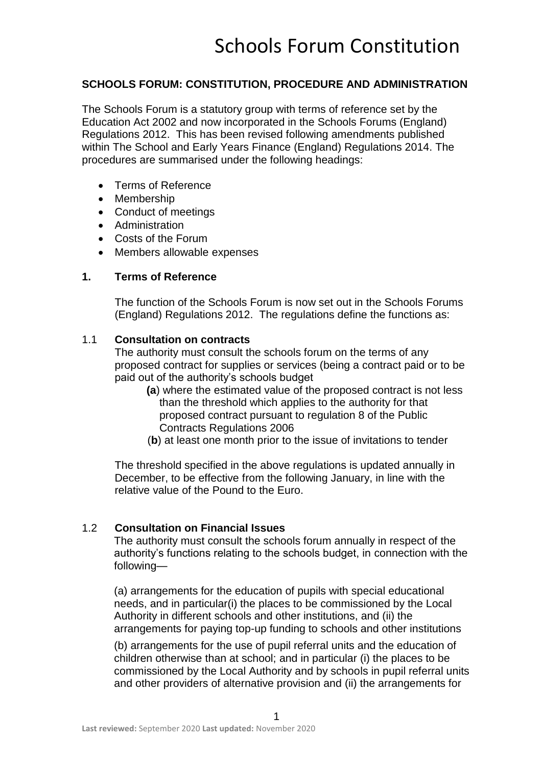# Schools Forum Constitution

## SCHOOLS FORUM: CONSTITUTION, PROCEDURE AND ADMINISTRATION

The Schools Forum is a statutory group with terms of reference set by the Education Act 2002 and now incorporated in the Schools Forums (England) Regulations 2012. This has been revised following amendments published within The School and Early Years Finance (England) Regulations 2014. The procedures are summarised under the following headings:

- Terms of Reference
- Membership
- Conduct of meetings
- Administration
- Costs of the Forum
- Members allowable expenses

### 1. Terms of Reference

The function of the Schools Forum is now set out in the Schools Forums (England) Regulations 2012. The regulations define the functions as:

#### 1.1 Consultation on contracts

The authority must consult the schools forum on the terms of any proposed contract for supplies or services (being a contract paid or to be paid out of the authority's schools budget

**(a)** where the estimated value of the proposed contract is not less than the threshold which applies to the authority for that proposed contract pursuant to regulation 8 of the Public Contracts Regulations 2006

(**b**) at least one month prior to the issue of invitations to tender

The threshold specified in the above regulations is updated annually in December, to be effective from the following January, in line with the relative value of the Pound to the Euro.

#### 1.2 Consultation on Financial Issues

The authority must consult the schools forum annually in respect of the authority's functions relating to the schools budget, in connection with the following—

(a) arrangements for the education of pupils with special educational needs, and in particular(i) the places to be commissioned by the Local Authority in different schools and other institutions, and (ii) the arrangements for paying top-up funding to schools and other institutions

(b) arrangements for the use of pupil referral units and the education of children otherwise than at school; and in particular (i) the places to be commissioned by the Local Authority and by schools in pupil referral units and other providers of alternative provision and (ii) the arrangements for

**Last reviewed:** September 2020 **Last updated:** November 2020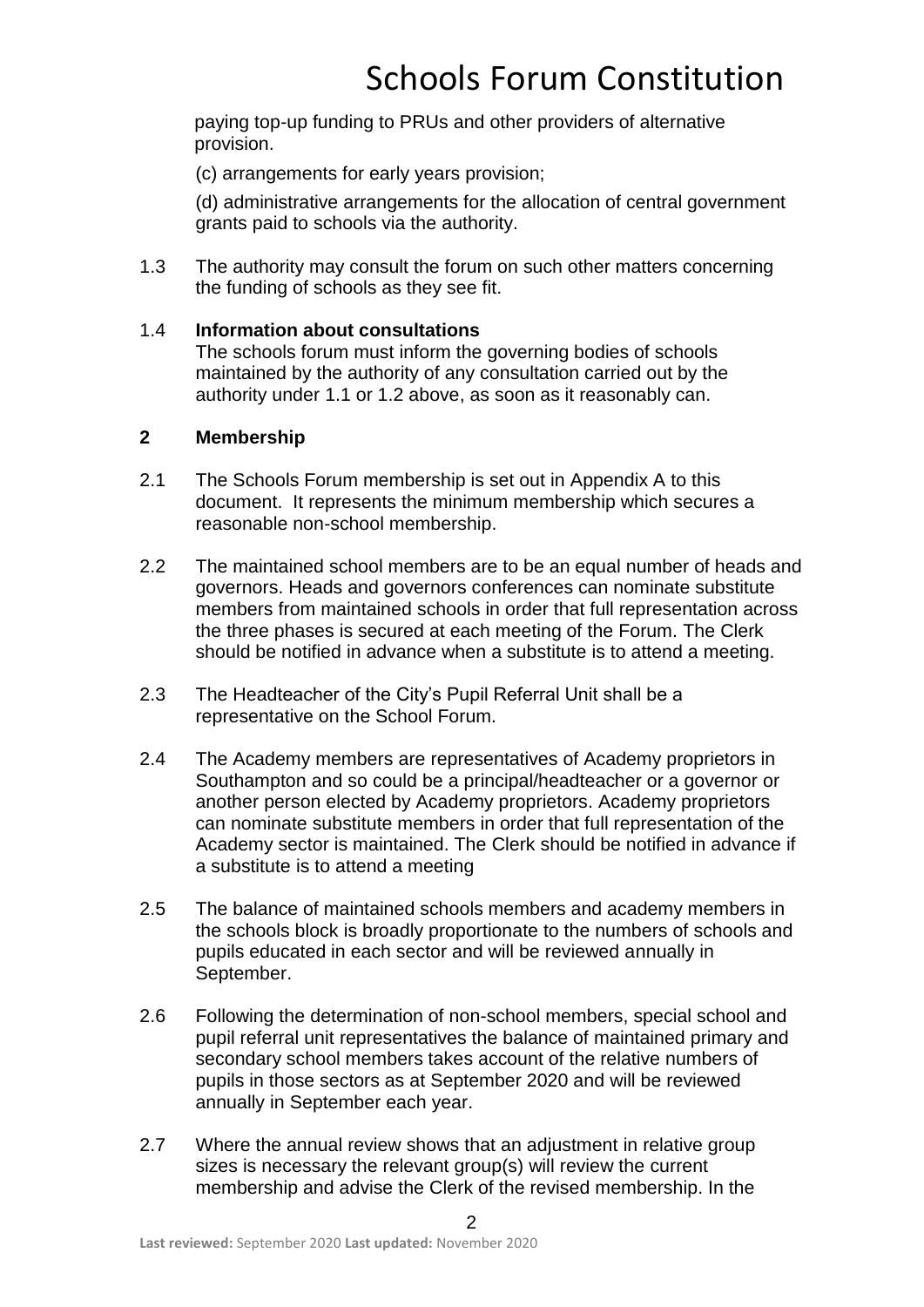paying top-up funding to PRUs and other providers of alternative provision.

(c) arrangements for early years provision;

(d) administrative arrangements for the allocation of central government grants paid to schools via the authority.

1.3 The authority may consult the forum on such other matters concerning the funding of schools as they see fit.

1.4 **Information about consultations**
The schools forum must inform the governing bodies of schools maintained by the authority of any consultation carried out by the authority under 1.1 or 1.2 above, as soon as it reasonably can.

## 2 Membership

2.1 The Schools Forum membership is set out in Appendix A to this document. It represents the minimum membership which secures a reasonable non-school membership.

2.2 The maintained school members are to be an equal number of heads and governors. Heads and governors conferences can nominate substitute members from maintained schools in order that full representation across the three phases is secured at each meeting of the Forum. The Clerk should be notified in advance when a substitute is to attend a meeting.

2.3 The Headteacher of the City's Pupil Referral Unit shall be a representative on the School Forum.

2.4 The Academy members are representatives of Academy proprietors in Southampton and so could be a principal/headteacher or a governor or another person elected by Academy proprietors. Academy proprietors can nominate substitute members in order that full representation of the Academy sector is maintained. The Clerk should be notified in advance if a substitute is to attend a meeting

2.5 The balance of maintained schools members and academy members in the schools block is broadly proportionate to the numbers of schools and pupils educated in each sector and will be reviewed annually in September.

2.6 Following the determination of non-school members, special school and pupil referral unit representatives the balance of maintained primary and secondary school members takes account of the relative numbers of pupils in those sectors as at September 2020 and will be reviewed annually in September each year.

2.7 Where the annual review shows that an adjustment in relative group sizes is necessary the relevant group(s) will review the current membership and advise the Clerk of the revised membership. In the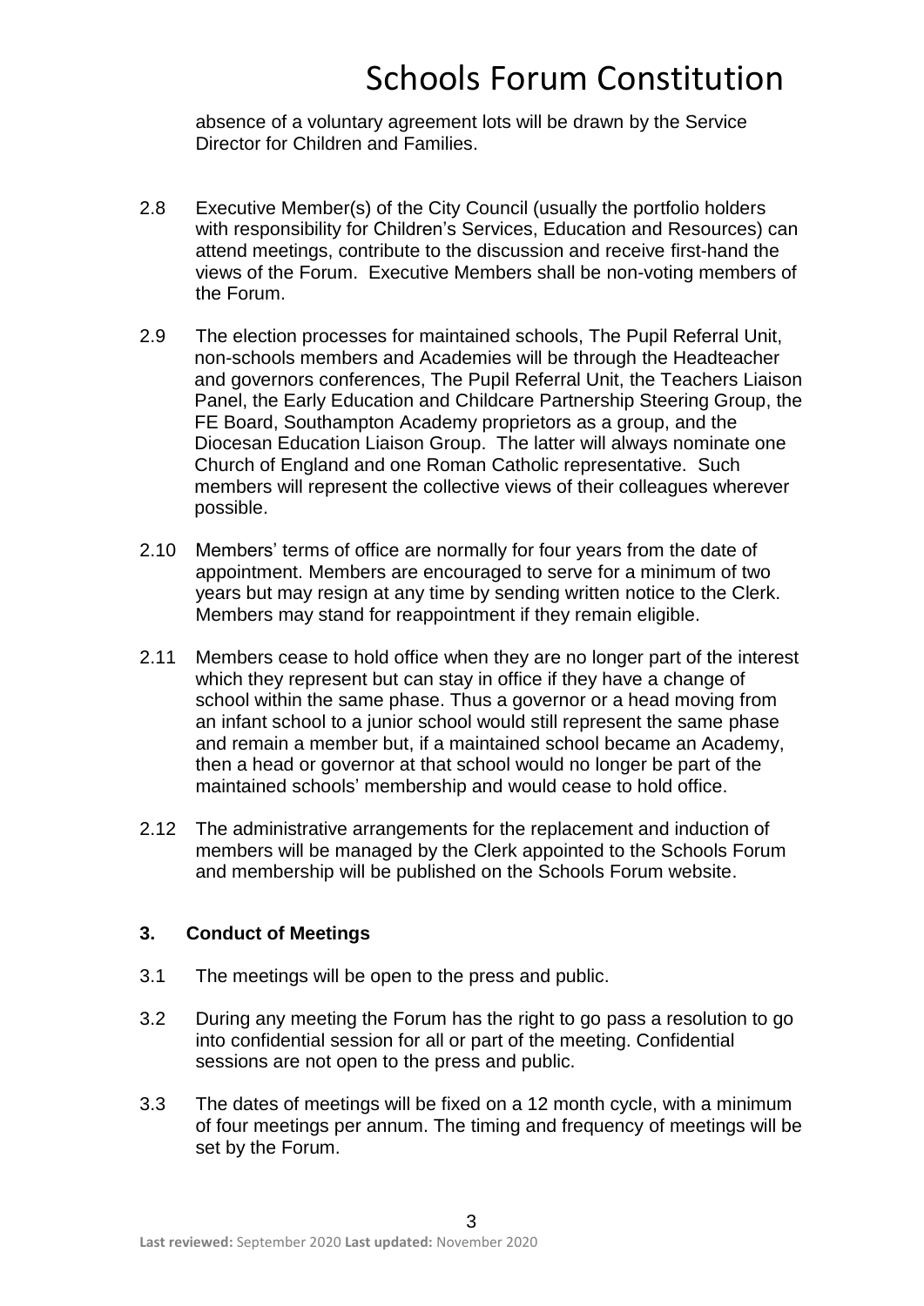absence of a voluntary agreement lots will be drawn by the Service Director for Children and Families.

2.8 Executive Member(s) of the City Council (usually the portfolio holders with responsibility for Children's Services, Education and Resources) can attend meetings, contribute to the discussion and receive first-hand the views of the Forum. Executive Members shall be non-voting members of the Forum.

2.9 The election processes for maintained schools, The Pupil Referral Unit, non-schools members and Academies will be through the Headteacher and governors conferences, The Pupil Referral Unit, the Teachers Liaison Panel, the Early Education and Childcare Partnership Steering Group, the FE Board, Southampton Academy proprietors as a group, and the Diocesan Education Liaison Group. The latter will always nominate one Church of England and one Roman Catholic representative. Such members will represent the collective views of their colleagues wherever possible.

2.10 Members' terms of office are normally for four years from the date of appointment. Members are encouraged to serve for a minimum of two years but may resign at any time by sending written notice to the Clerk. Members may stand for reappointment if they remain eligible.

2.11 Members cease to hold office when they are no longer part of the interest which they represent but can stay in office if they have a change of school within the same phase. Thus a governor or a head moving from an infant school to a junior school would still represent the same phase and remain a member but, if a maintained school became an Academy, then a head or governor at that school would no longer be part of the maintained schools' membership and would cease to hold office.

2.12 The administrative arrangements for the replacement and induction of members will be managed by the Clerk appointed to the Schools Forum and membership will be published on the Schools Forum website.

### 3. Conduct of Meetings

3.1 The meetings will be open to the press and public.

3.2 During any meeting the Forum has the right to go pass a resolution to go into confidential session for all or part of the meeting. Confidential sessions are not open to the press and public.

3.3 The dates of meetings will be fixed on a 12 month cycle, with a minimum of four meetings per annum. The timing and frequency of meetings will be set by the Forum.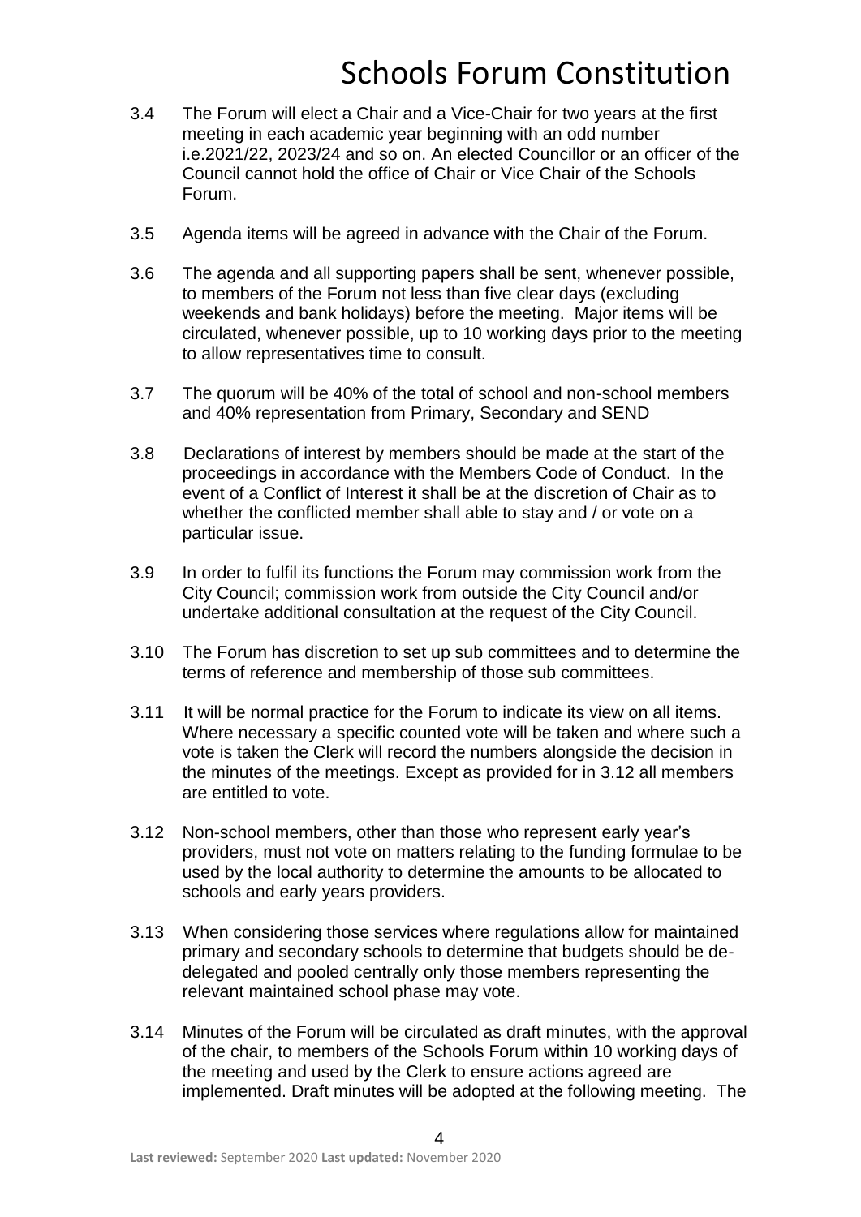3.4 The Forum will elect a Chair and a Vice-Chair for two years at the first meeting in each academic year beginning with an odd number i.e.2021/22, 2023/24 and so on. An elected Councillor or an officer of the Council cannot hold the office of Chair or Vice Chair of the Schools Forum.

3.5 Agenda items will be agreed in advance with the Chair of the Forum.

3.6 The agenda and all supporting papers shall be sent, whenever possible, to members of the Forum not less than five clear days (excluding weekends and bank holidays) before the meeting. Major items will be circulated, whenever possible, up to 10 working days prior to the meeting to allow representatives time to consult.

3.7 The quorum will be 40% of the total of school and non-school members and 40% representation from Primary, Secondary and SEND

3.8 Declarations of interest by members should be made at the start of the proceedings in accordance with the Members Code of Conduct. In the event of a Conflict of Interest it shall be at the discretion of Chair as to whether the conflicted member shall able to stay and / or vote on a particular issue.

3.9 In order to fulfil its functions the Forum may commission work from the City Council; commission work from outside the City Council and/or undertake additional consultation at the request of the City Council.

3.10 The Forum has discretion to set up sub committees and to determine the terms of reference and membership of those sub committees.

3.11 It will be normal practice for the Forum to indicate its view on all items. Where necessary a specific counted vote will be taken and where such a vote is taken the Clerk will record the numbers alongside the decision in the minutes of the meetings. Except as provided for in 3.12 all members are entitled to vote.

3.12 Non-school members, other than those who represent early year's providers, must not vote on matters relating to the funding formulae to be used by the local authority to determine the amounts to be allocated to schools and early years providers.

3.13 When considering those services where regulations allow for maintained primary and secondary schools to determine that budgets should be de-delegated and pooled centrally only those members representing the relevant maintained school phase may vote.

3.14 Minutes of the Forum will be circulated as draft minutes, with the approval of the chair, to members of the Schools Forum within 10 working days of the meeting and used by the Clerk to ensure actions agreed are implemented. Draft minutes will be adopted at the following meeting. The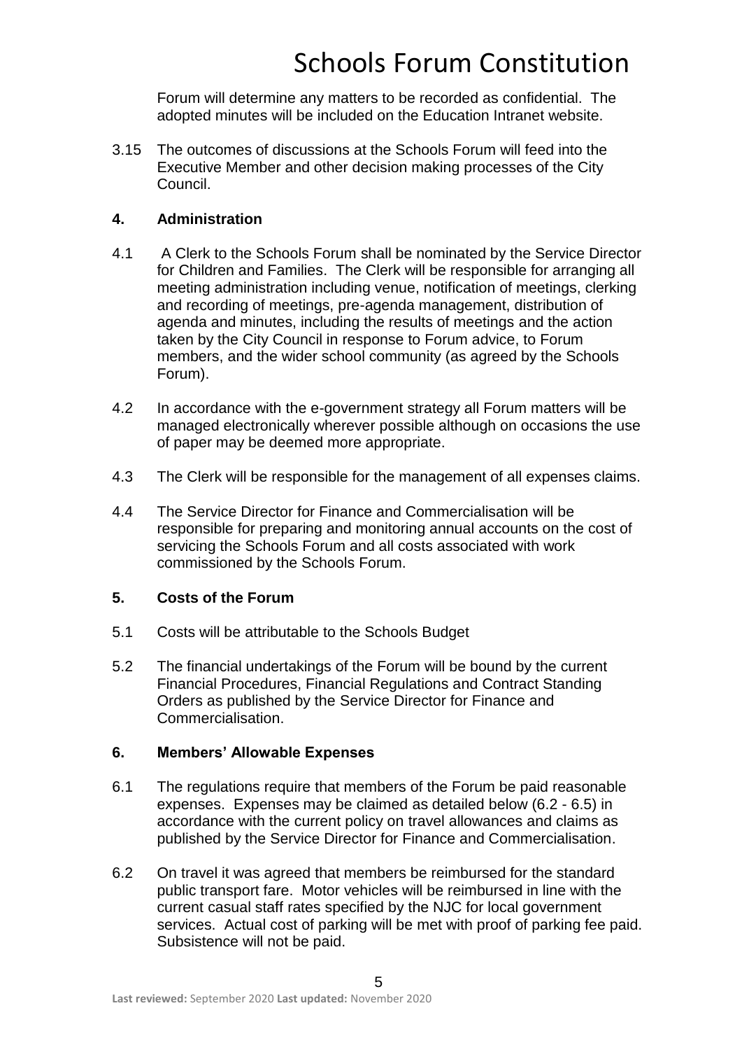Forum will determine any matters to be recorded as confidential. The adopted minutes will be included on the Education Intranet website.

3.15 The outcomes of discussions at the Schools Forum will feed into the Executive Member and other decision making processes of the City Council.

## 4. Administration

4.1 A Clerk to the Schools Forum shall be nominated by the Service Director for Children and Families. The Clerk will be responsible for arranging all meeting administration including venue, notification of meetings, clerking and recording of meetings, pre-agenda management, distribution of agenda and minutes, including the results of meetings and the action taken by the City Council in response to Forum advice, to Forum members, and the wider school community (as agreed by the Schools Forum).

4.2 In accordance with the e-government strategy all Forum matters will be managed electronically wherever possible although on occasions the use of paper may be deemed more appropriate.

4.3 The Clerk will be responsible for the management of all expenses claims.

4.4 The Service Director for Finance and Commercialisation will be responsible for preparing and monitoring annual accounts on the cost of servicing the Schools Forum and all costs associated with work commissioned by the Schools Forum.

## 5. Costs of the Forum

5.1 Costs will be attributable to the Schools Budget

5.2 The financial undertakings of the Forum will be bound by the current Financial Procedures, Financial Regulations and Contract Standing Orders as published by the Service Director for Finance and Commercialisation.

## 6. Members' Allowable Expenses

6.1 The regulations require that members of the Forum be paid reasonable expenses. Expenses may be claimed as detailed below (6.2 - 6.5) in accordance with the current policy on travel allowances and claims as published by the Service Director for Finance and Commercialisation.

6.2 On travel it was agreed that members be reimbursed for the standard public transport fare. Motor vehicles will be reimbursed in line with the current casual staff rates specified by the NJC for local government services. Actual cost of parking will be met with proof of parking fee paid. Subsistence will not be paid.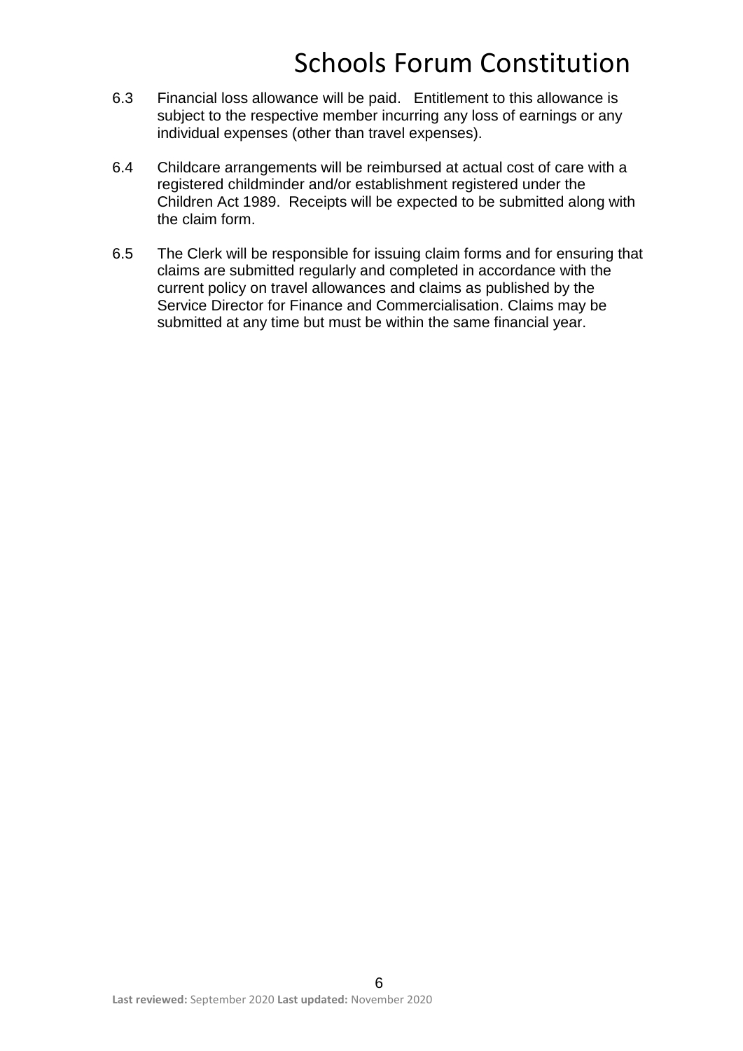6.3 Financial loss allowance will be paid. Entitlement to this allowance is subject to the respective member incurring any loss of earnings or any individual expenses (other than travel expenses).

6.4 Childcare arrangements will be reimbursed at actual cost of care with a registered childminder and/or establishment registered under the Children Act 1989. Receipts will be expected to be submitted along with the claim form.

6.5 The Clerk will be responsible for issuing claim forms and for ensuring that claims are submitted regularly and completed in accordance with the current policy on travel allowances and claims as published by the Service Director for Finance and Commercialisation. Claims may be submitted at any time but must be within the same financial year.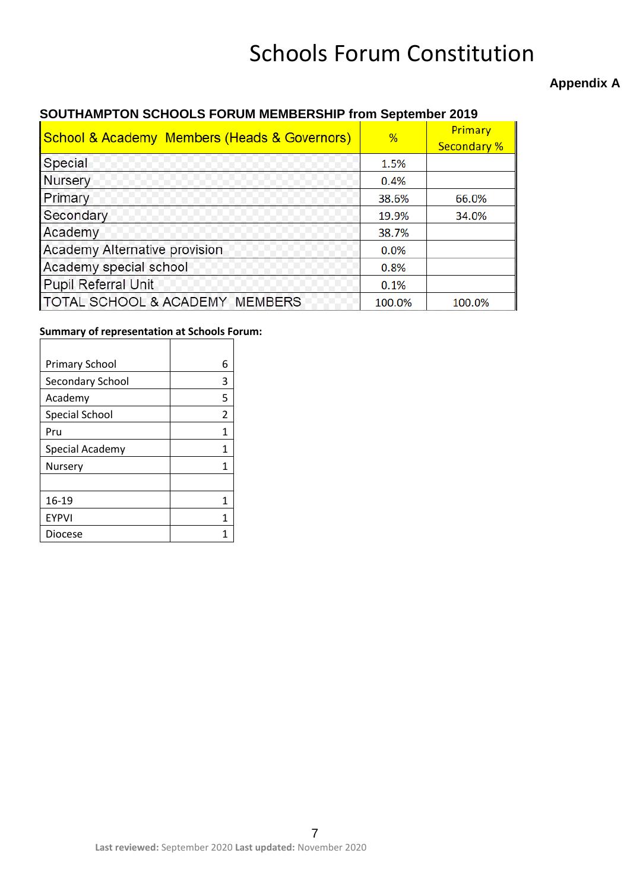# Schools Forum Constitution

**Appendix A**

**SOUTHAMPTON SCHOOLS FORUM MEMBERSHIP from September 2019**

| School & Academy Members (Heads & Governors) | % | Primary Secondary % |
|---|---|---|
| Special | 1.5% | |
| Nursery | 0.4% | |
| Primary | 38.6% | 66.0% |
| Secondary | 19.9% | 34.0% |
| Academy | 38.7% | |
| Academy Alternative provision | 0.0% | |
| Academy special school | 0.8% | |
| Pupil Referral Unit | 0.1% | |
| TOTAL SCHOOL & ACADEMY MEMBERS | 100.0% | 100.0% |

**Summary of representation at Schools Forum:**

| | |
|---|---|
| Primary School | 6 |
| Secondary School | 3 |
| Academy | 5 |
| Special School | 2 |
| Pru | 1 |
| Special Academy | 1 |
| Nursery | 1 |
| | |
| 16-19 | 1 |
| EYPVI | 1 |
| Diocese | 1 |

**Last reviewed:** September 2020 **Last updated:** November 2020